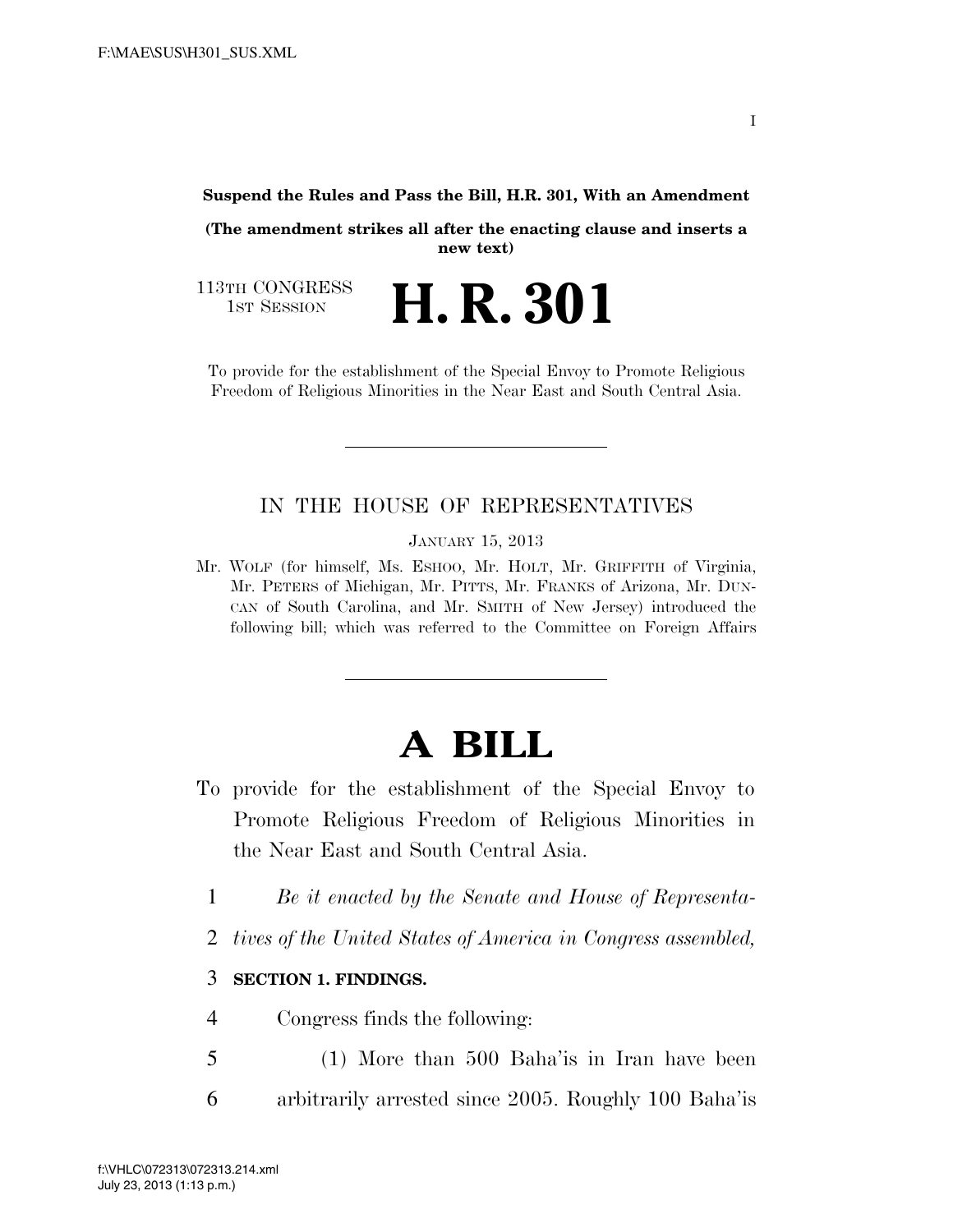**Suspend the Rules and Pass the Bill, H.R. 301, With an Amendment**

**(The amendment strikes all after the enacting clause and inserts a new text)**

113TH CONGRESS
1ST SESSION

# H. R. 301

To provide for the establishment of the Special Envoy to Promote Religious Freedom of Religious Minorities in the Near East and South Central Asia.

---

IN THE HOUSE OF REPRESENTATIVES

JANUARY 15, 2013

Mr. WOLF (for himself, Ms. ESHOO, Mr. HOLT, Mr. GRIFFITH of Virginia, Mr. PETERS of Michigan, Mr. PITTS, Mr. FRANKS of Arizona, Mr. DUNCAN of South Carolina, and Mr. SMITH of New Jersey) introduced the following bill; which was referred to the Committee on Foreign Affairs

---

# A BILL

To provide for the establishment of the Special Envoy to Promote Religious Freedom of Religious Minorities in the Near East and South Central Asia.

*Be it enacted by the Senate and House of Representatives of the United States of America in Congress assembled,*

**SECTION 1. FINDINGS.**

Congress finds the following:

(1) More than 500 Baha'is in Iran have been arbitrarily arrested since 2005. Roughly 100 Baha'is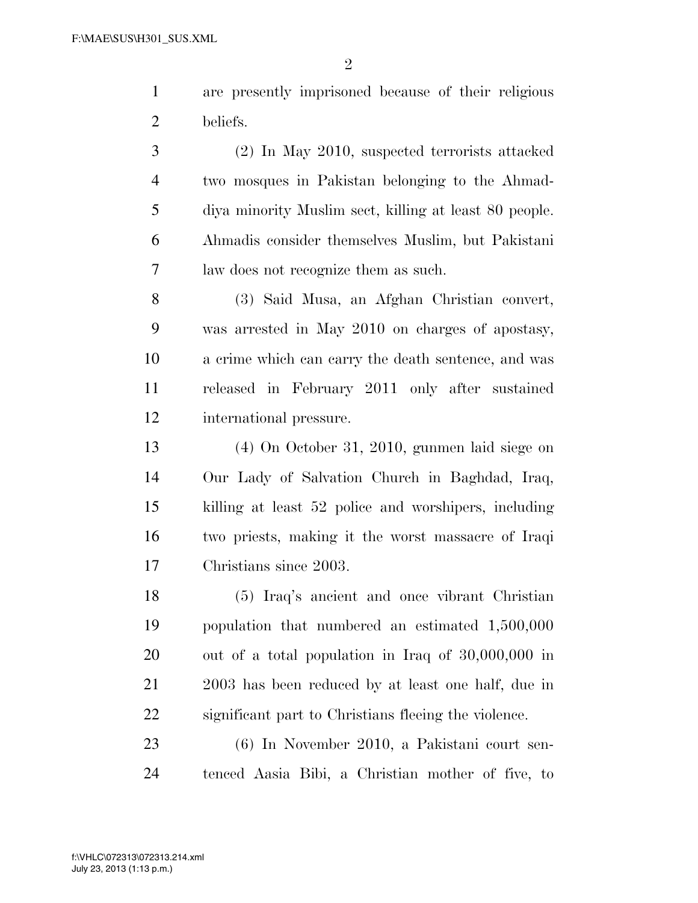are presently imprisoned because of their religious beliefs.

(2) In May 2010, suspected terrorists attacked two mosques in Pakistan belonging to the Ahmadiya minority Muslim sect, killing at least 80 people. Ahmadis consider themselves Muslim, but Pakistani law does not recognize them as such.

(3) Said Musa, an Afghan Christian convert, was arrested in May 2010 on charges of apostasy, a crime which can carry the death sentence, and was released in February 2011 only after sustained international pressure.

(4) On October 31, 2010, gunmen laid siege on Our Lady of Salvation Church in Baghdad, Iraq, killing at least 52 police and worshipers, including two priests, making it the worst massacre of Iraqi Christians since 2003.

(5) Iraq's ancient and once vibrant Christian population that numbered an estimated 1,500,000 out of a total population in Iraq of 30,000,000 in 2003 has been reduced by at least one half, due in significant part to Christians fleeing the violence.

(6) In November 2010, a Pakistani court sentenced Aasia Bibi, a Christian mother of five, to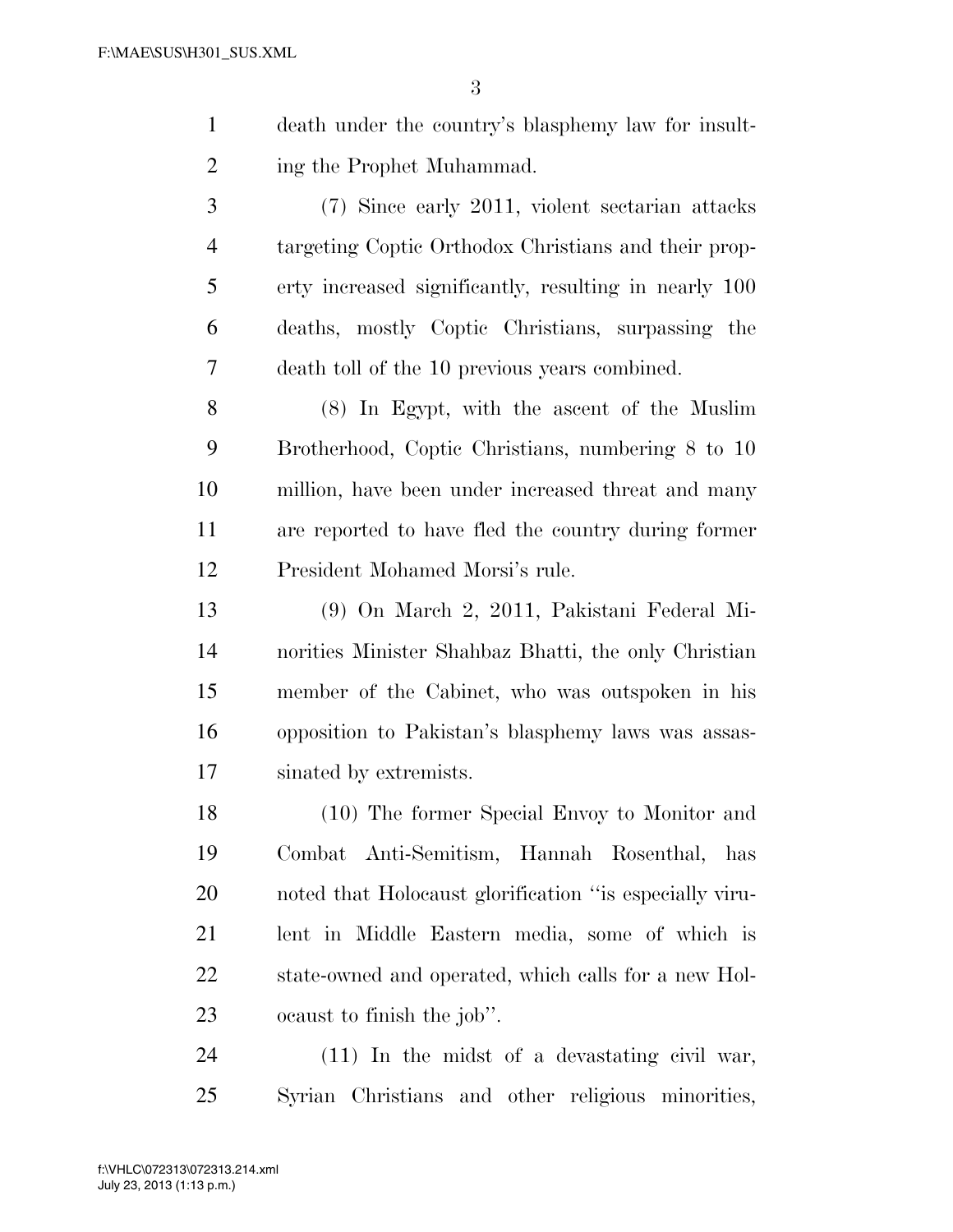death under the country's blasphemy law for insulting the Prophet Muhammad.

(7) Since early 2011, violent sectarian attacks targeting Coptic Orthodox Christians and their property increased significantly, resulting in nearly 100 deaths, mostly Coptic Christians, surpassing the death toll of the 10 previous years combined.

(8) In Egypt, with the ascent of the Muslim Brotherhood, Coptic Christians, numbering 8 to 10 million, have been under increased threat and many are reported to have fled the country during former President Mohamed Morsi's rule.

(9) On March 2, 2011, Pakistani Federal Minorities Minister Shahbaz Bhatti, the only Christian member of the Cabinet, who was outspoken in his opposition to Pakistan's blasphemy laws was assassinated by extremists.

(10) The former Special Envoy to Monitor and Combat Anti-Semitism, Hannah Rosenthal, has noted that Holocaust glorification ''is especially virulent in Middle Eastern media, some of which is state-owned and operated, which calls for a new Holocaust to finish the job''.

(11) In the midst of a devastating civil war, Syrian Christians and other religious minorities,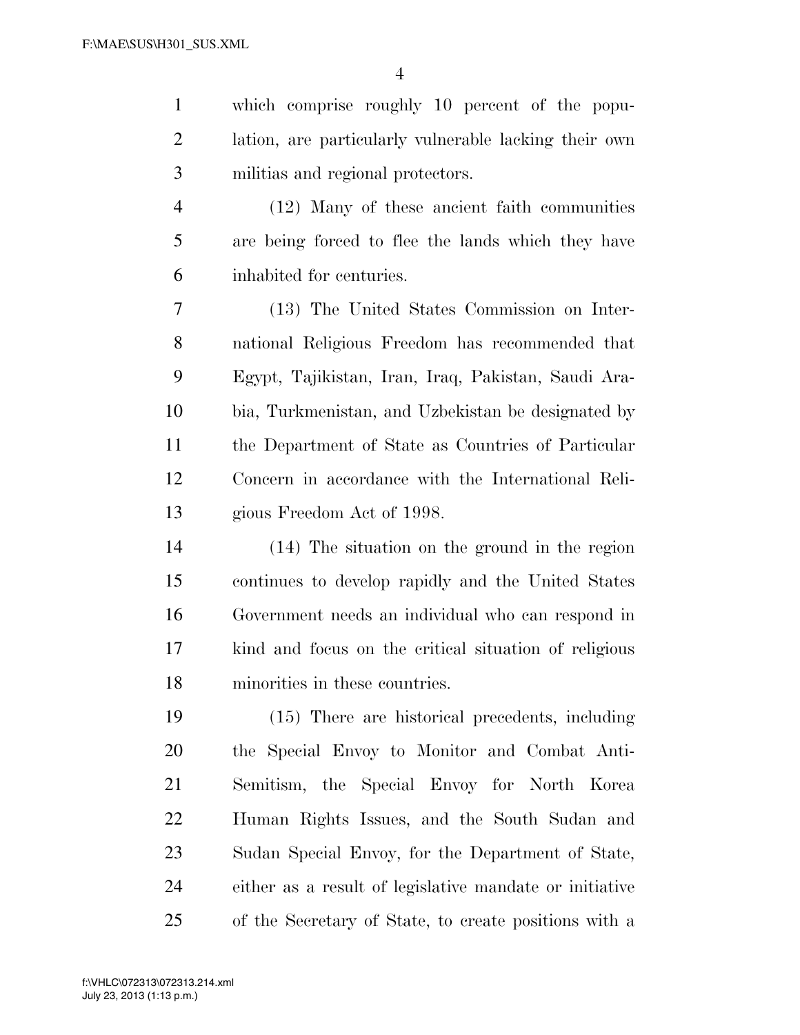which comprise roughly 10 percent of the population, are particularly vulnerable lacking their own militias and regional protectors.

(12) Many of these ancient faith communities are being forced to flee the lands which they have inhabited for centuries.

(13) The United States Commission on International Religious Freedom has recommended that Egypt, Tajikistan, Iran, Iraq, Pakistan, Saudi Arabia, Turkmenistan, and Uzbekistan be designated by the Department of State as Countries of Particular Concern in accordance with the International Religious Freedom Act of 1998.

(14) The situation on the ground in the region continues to develop rapidly and the United States Government needs an individual who can respond in kind and focus on the critical situation of religious minorities in these countries.

(15) There are historical precedents, including the Special Envoy to Monitor and Combat Anti-Semitism, the Special Envoy for North Korea Human Rights Issues, and the South Sudan and Sudan Special Envoy, for the Department of State, either as a result of legislative mandate or initiative of the Secretary of State, to create positions with a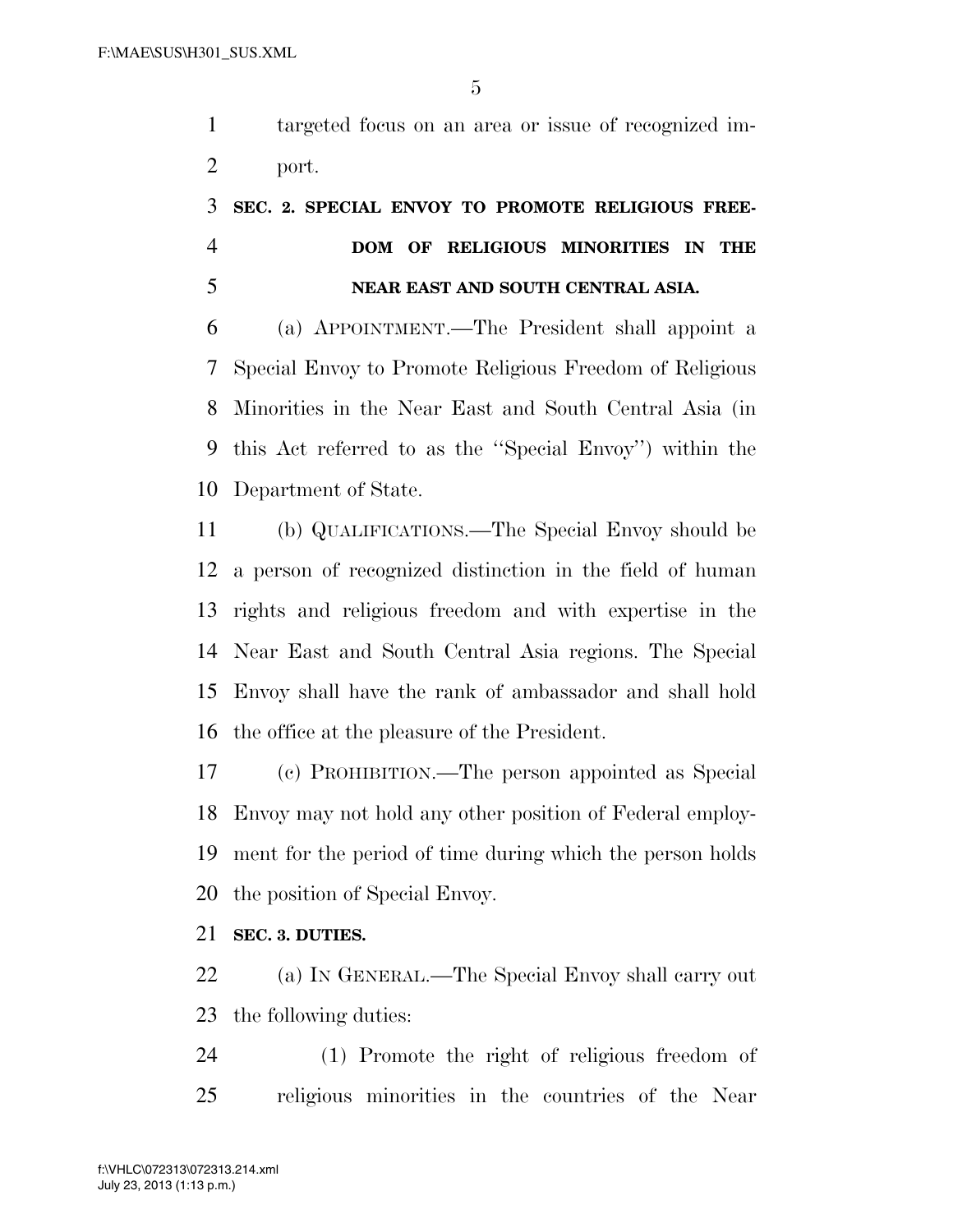targeted focus on an area or issue of recognized import.

**SEC. 2. SPECIAL ENVOY TO PROMOTE RELIGIOUS FREEDOM OF RELIGIOUS MINORITIES IN THE NEAR EAST AND SOUTH CENTRAL ASIA.**

(a) APPOINTMENT.—The President shall appoint a Special Envoy to Promote Religious Freedom of Religious Minorities in the Near East and South Central Asia (in this Act referred to as the ''Special Envoy'') within the Department of State.

(b) QUALIFICATIONS.—The Special Envoy should be a person of recognized distinction in the field of human rights and religious freedom and with expertise in the Near East and South Central Asia regions. The Special Envoy shall have the rank of ambassador and shall hold the office at the pleasure of the President.

(c) PROHIBITION.—The person appointed as Special Envoy may not hold any other position of Federal employment for the period of time during which the person holds the position of Special Envoy.

**SEC. 3. DUTIES.**

(a) IN GENERAL.—The Special Envoy shall carry out the following duties:

(1) Promote the right of religious freedom of religious minorities in the countries of the Near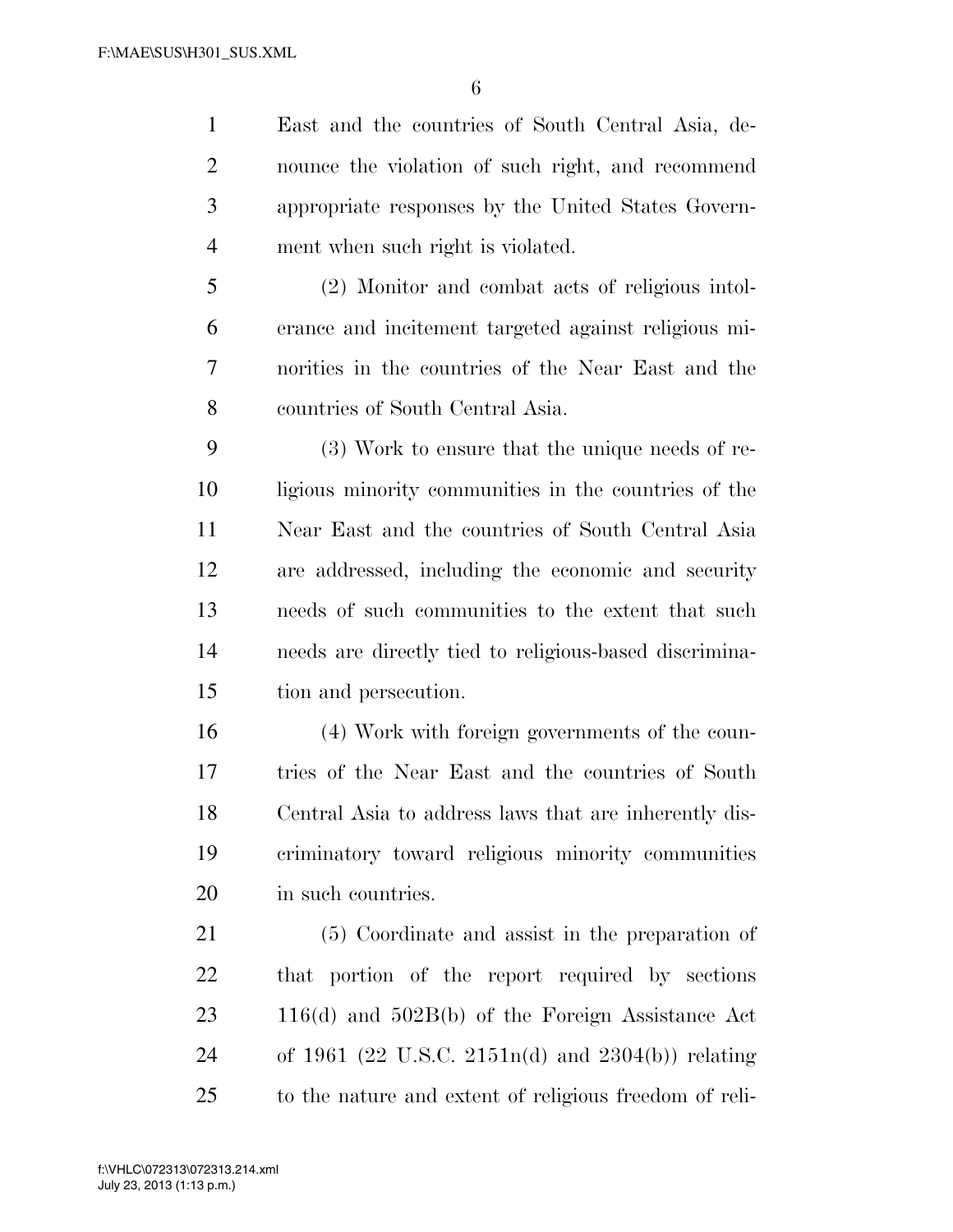East and the countries of South Central Asia, denounce the violation of such right, and recommend appropriate responses by the United States Government when such right is violated.

(2) Monitor and combat acts of religious intolerance and incitement targeted against religious minorities in the countries of the Near East and the countries of South Central Asia.

(3) Work to ensure that the unique needs of religious minority communities in the countries of the Near East and the countries of South Central Asia are addressed, including the economic and security needs of such communities to the extent that such needs are directly tied to religious-based discrimination and persecution.

(4) Work with foreign governments of the countries of the Near East and the countries of South Central Asia to address laws that are inherently discriminatory toward religious minority communities in such countries.

(5) Coordinate and assist in the preparation of that portion of the report required by sections 116(d) and 502B(b) of the Foreign Assistance Act of 1961 (22 U.S.C. 2151n(d) and 2304(b)) relating to the nature and extent of religious freedom of reli-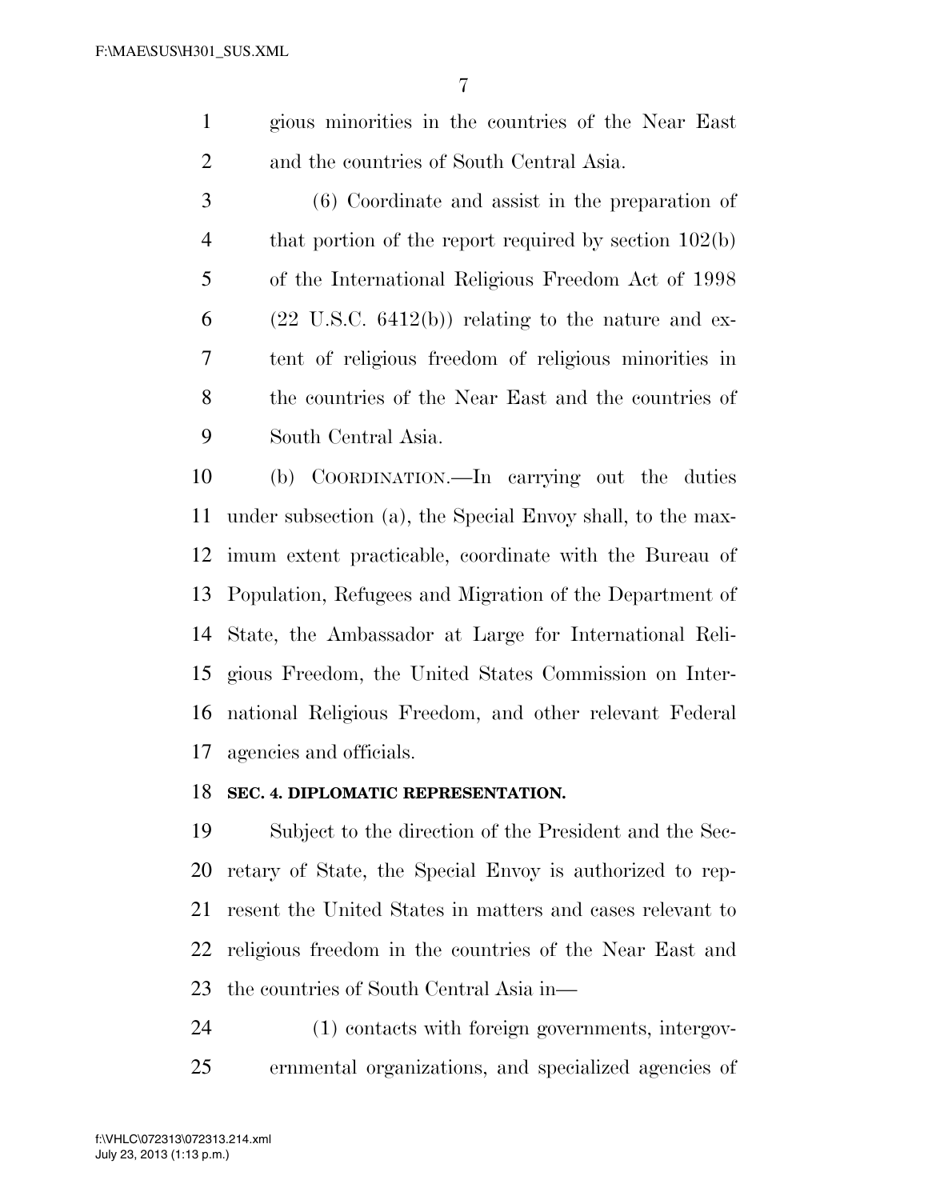gious minorities in the countries of the Near East and the countries of South Central Asia.

(6) Coordinate and assist in the preparation of that portion of the report required by section 102(b) of the International Religious Freedom Act of 1998 (22 U.S.C. 6412(b)) relating to the nature and extent of religious freedom of religious minorities in the countries of the Near East and the countries of South Central Asia.

(b) COORDINATION.—In carrying out the duties under subsection (a), the Special Envoy shall, to the maximum extent practicable, coordinate with the Bureau of Population, Refugees and Migration of the Department of State, the Ambassador at Large for International Religious Freedom, the United States Commission on International Religious Freedom, and other relevant Federal agencies and officials.

**SEC. 4. DIPLOMATIC REPRESENTATION.**

Subject to the direction of the President and the Secretary of State, the Special Envoy is authorized to represent the United States in matters and cases relevant to religious freedom in the countries of the Near East and the countries of South Central Asia in—

(1) contacts with foreign governments, intergovernmental organizations, and specialized agencies of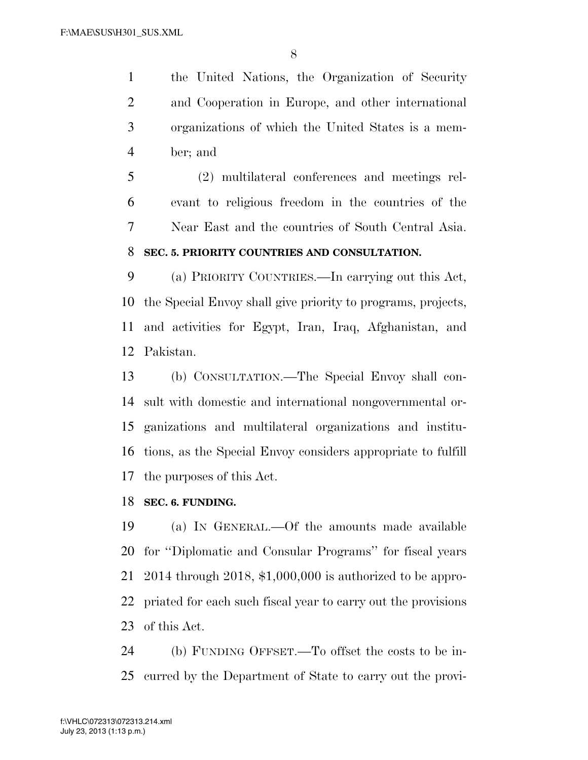the United Nations, the Organization of Security and Cooperation in Europe, and other international organizations of which the United States is a member; and

(2) multilateral conferences and meetings relevant to religious freedom in the countries of the Near East and the countries of South Central Asia.

**SEC. 5. PRIORITY COUNTRIES AND CONSULTATION.**

(a) PRIORITY COUNTRIES.—In carrying out this Act, the Special Envoy shall give priority to programs, projects, and activities for Egypt, Iran, Iraq, Afghanistan, and Pakistan.

(b) CONSULTATION.—The Special Envoy shall consult with domestic and international nongovernmental organizations and multilateral organizations and institutions, as the Special Envoy considers appropriate to fulfill the purposes of this Act.

**SEC. 6. FUNDING.**

(a) IN GENERAL.—Of the amounts made available for ''Diplomatic and Consular Programs'' for fiscal years 2014 through 2018, $1,000,000 is authorized to be appropriated for each such fiscal year to carry out the provisions of this Act.

(b) FUNDING OFFSET.—To offset the costs to be incurred by the Department of State to carry out the provi-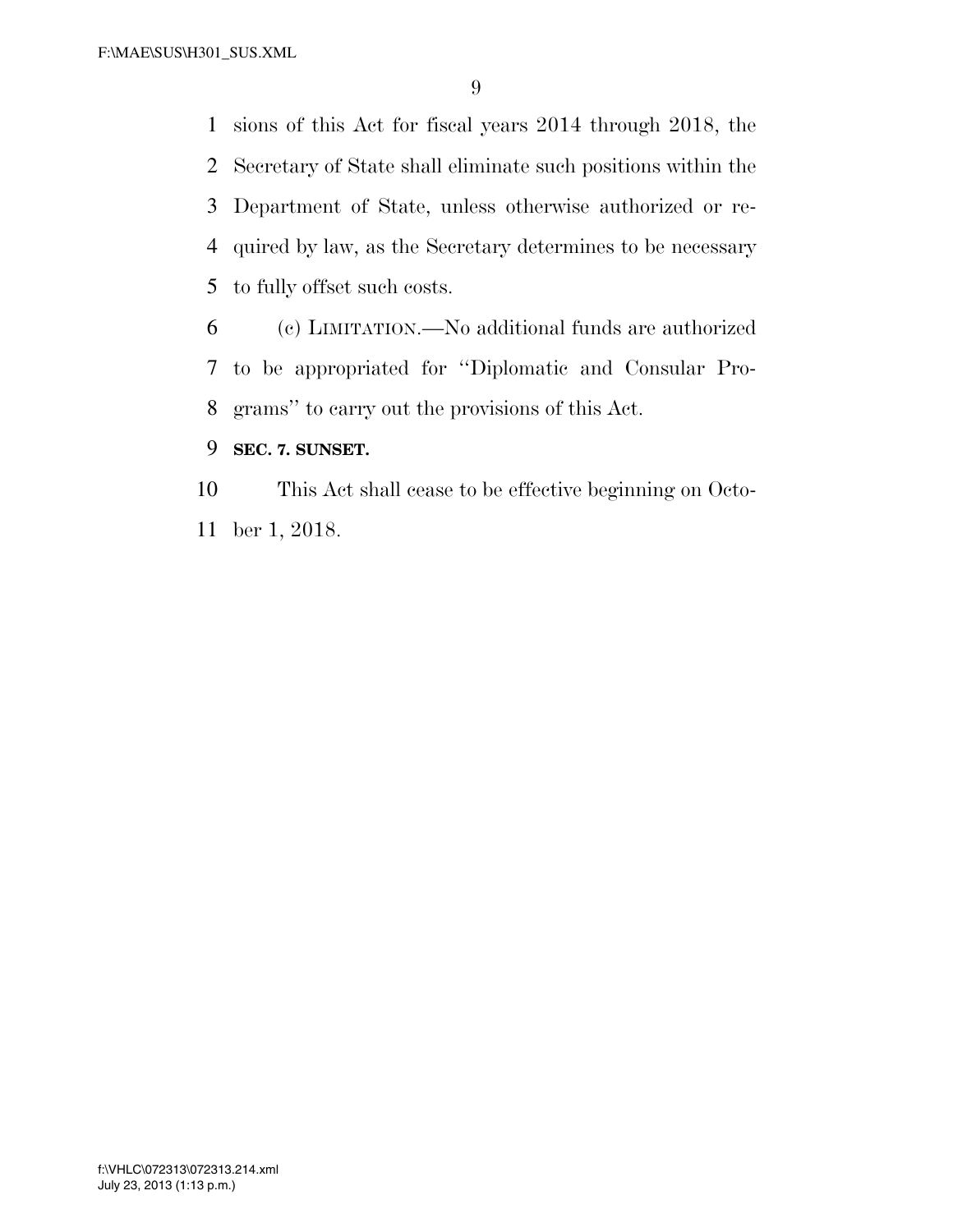sions of this Act for fiscal years 2014 through 2018, the Secretary of State shall eliminate such positions within the Department of State, unless otherwise authorized or required by law, as the Secretary determines to be necessary to fully offset such costs.

(c) LIMITATION.—No additional funds are authorized to be appropriated for "Diplomatic and Consular Programs" to carry out the provisions of this Act.

**SEC. 7. SUNSET.**

This Act shall cease to be effective beginning on October 1, 2018.